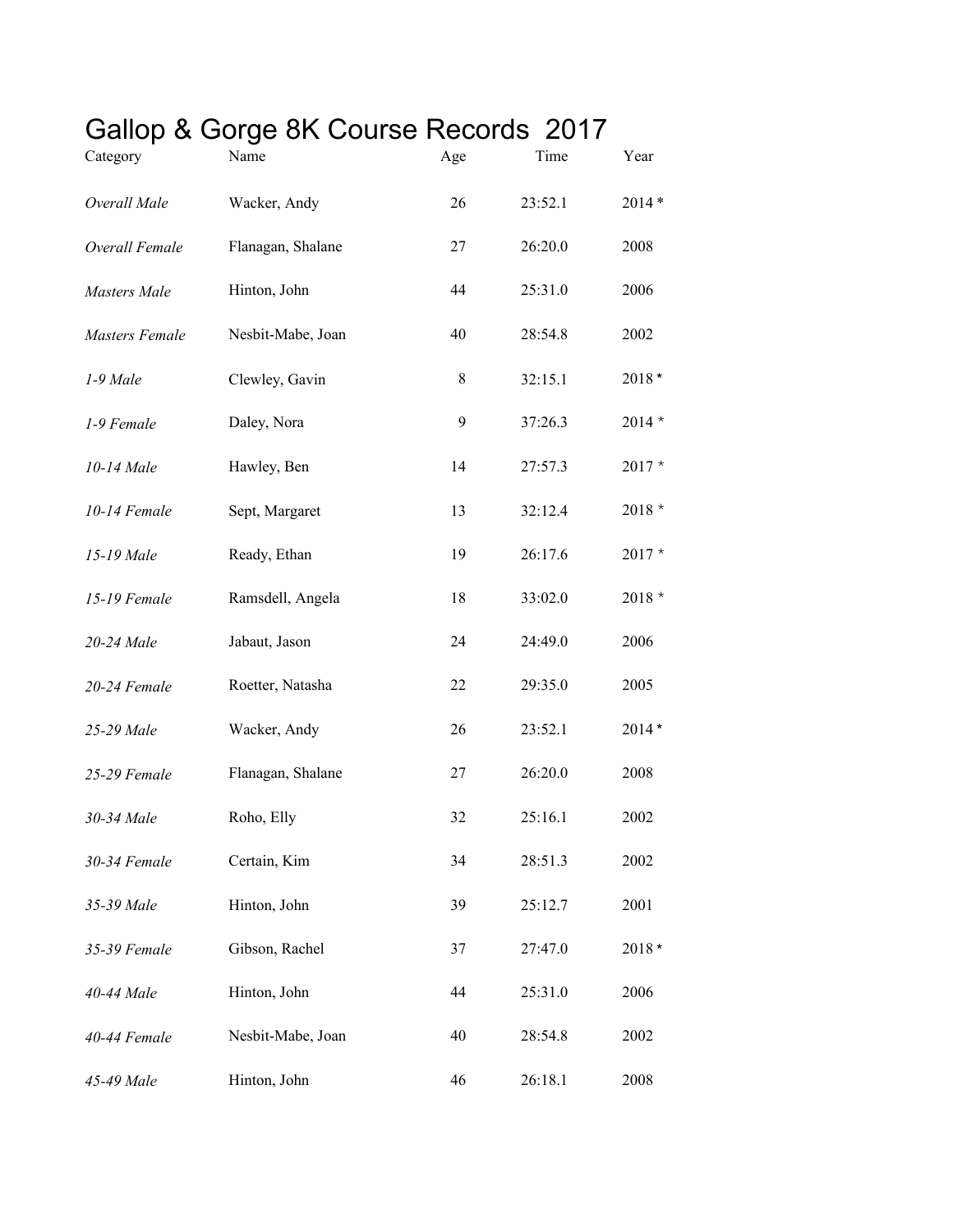# Gallop & Gorge 8K Course Records 2017

| Category | Name | Age | Time | Year |
|---|---|---|---|---|
| *Overall Male* | Wacker, Andy | 26 | 23:52.1 | 2014 * |
| *Overall Female* | Flanagan, Shalane | 27 | 26:20.0 | 2008 |
| *Masters Male* | Hinton, John | 44 | 25:31.0 | 2006 |
| *Masters Female* | Nesbit-Mabe, Joan | 40 | 28:54.8 | 2002 |
| *1-9 Male* | Clewley, Gavin | 8 | 32:15.1 | 2018 * |
| *1-9 Female* | Daley, Nora | 9 | 37:26.3 | 2014 * |
| *10-14 Male* | Hawley, Ben | 14 | 27:57.3 | 2017 * |
| *10-14 Female* | Sept, Margaret | 13 | 32:12.4 | 2018 * |
| *15-19 Male* | Ready, Ethan | 19 | 26:17.6 | 2017 * |
| *15-19 Female* | Ramsdell, Angela | 18 | 33:02.0 | 2018 * |
| *20-24 Male* | Jabaut, Jason | 24 | 24:49.0 | 2006 |
| *20-24 Female* | Roetter, Natasha | 22 | 29:35.0 | 2005 |
| *25-29 Male* | Wacker, Andy | 26 | 23:52.1 | 2014 * |
| *25-29 Female* | Flanagan, Shalane | 27 | 26:20.0 | 2008 |
| *30-34 Male* | Roho, Elly | 32 | 25:16.1 | 2002 |
| *30-34 Female* | Certain, Kim | 34 | 28:51.3 | 2002 |
| *35-39 Male* | Hinton, John | 39 | 25:12.7 | 2001 |
| *35-39 Female* | Gibson, Rachel | 37 | 27:47.0 | 2018 * |
| *40-44 Male* | Hinton, John | 44 | 25:31.0 | 2006 |
| *40-44 Female* | Nesbit-Mabe, Joan | 40 | 28:54.8 | 2002 |
| *45-49 Male* | Hinton, John | 46 | 26:18.1 | 2008 |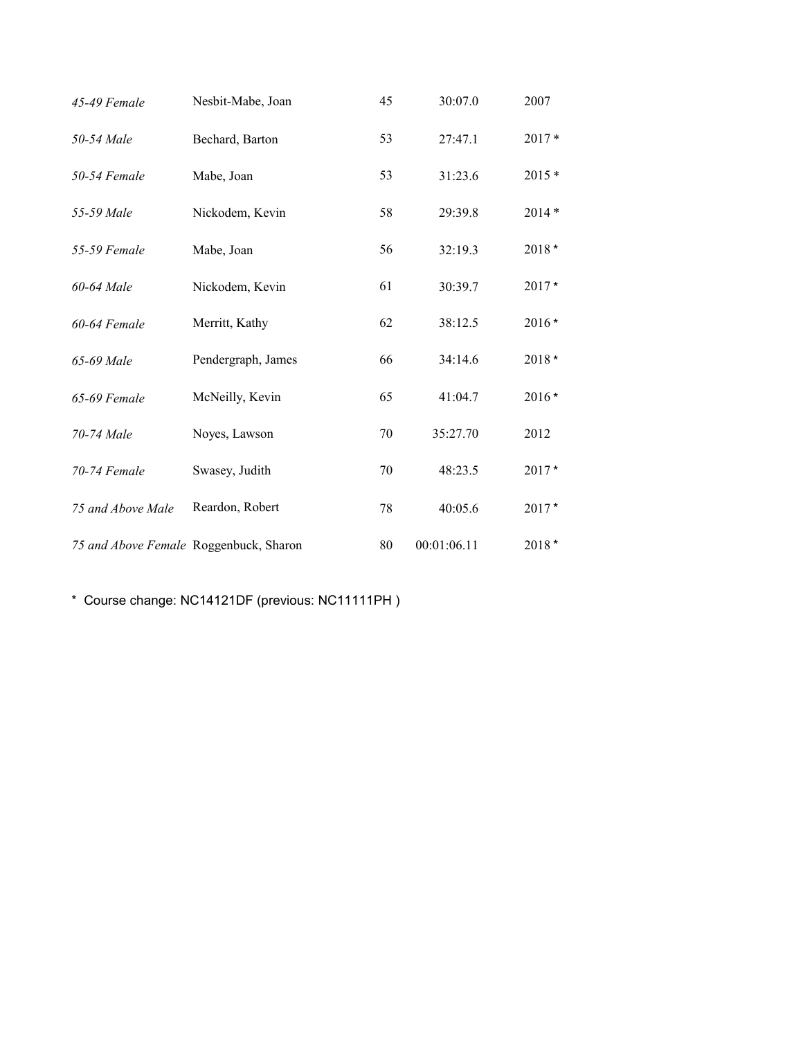| | | | | |
|---|---|---|---|---|
| *45-49 Female* | Nesbit-Mabe, Joan | 45 | 30:07.0 | 2007 |
| *50-54 Male* | Bechard, Barton | 53 | 27:47.1 | 2017 * |
| *50-54 Female* | Mabe, Joan | 53 | 31:23.6 | 2015 * |
| *55-59 Male* | Nickodem, Kevin | 58 | 29:39.8 | 2014 * |
| *55-59 Female* | Mabe, Joan | 56 | 32:19.3 | 2018 * |
| *60-64 Male* | Nickodem, Kevin | 61 | 30:39.7 | 2017 * |
| *60-64 Female* | Merritt, Kathy | 62 | 38:12.5 | 2016 * |
| *65-69 Male* | Pendergraph, James | 66 | 34:14.6 | 2018 * |
| *65-69 Female* | McNeilly, Kevin | 65 | 41:04.7 | 2016 * |
| *70-74 Male* | Noyes, Lawson | 70 | 35:27.70 | 2012 |
| *70-74 Female* | Swasey, Judith | 70 | 48:23.5 | 2017 * |
| *75 and Above Male* | Reardon, Robert | 78 | 40:05.6 | 2017 * |
| *75 and Above Female* | Roggenbuck, Sharon | 80 | 00:01:06.11 | 2018 * |

* Course change: NC14121DF (previous: NC11111PH )